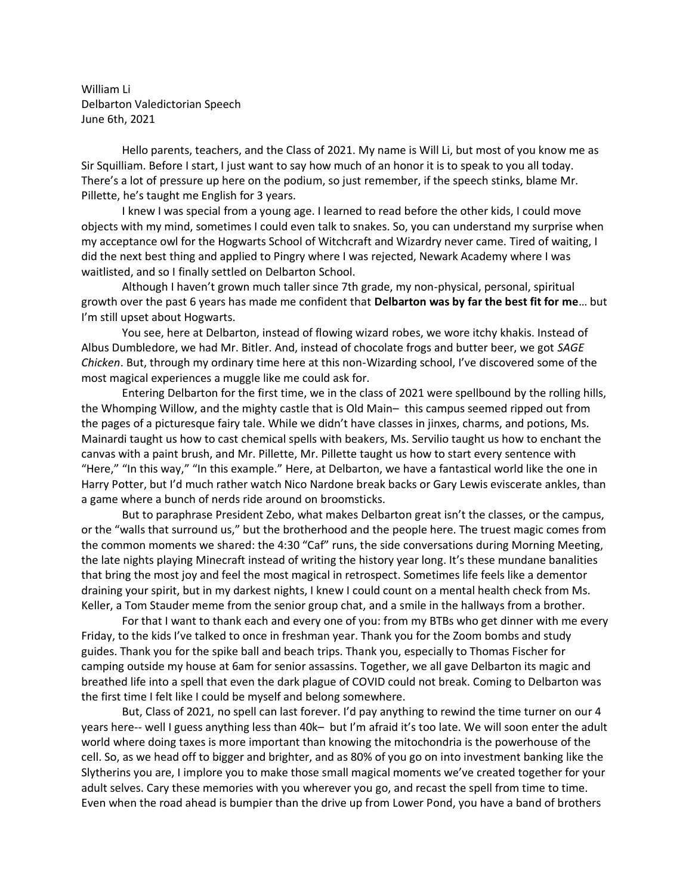William Li
Delbarton Valedictorian Speech
June 6th, 2021

Hello parents, teachers, and the Class of 2021. My name is Will Li, but most of you know me as Sir Squilliam. Before I start, I just want to say how much of an honor it is to speak to you all today. There's a lot of pressure up here on the podium, so just remember, if the speech stinks, blame Mr. Pillette, he's taught me English for 3 years.

I knew I was special from a young age. I learned to read before the other kids, I could move objects with my mind, sometimes I could even talk to snakes. So, you can understand my surprise when my acceptance owl for the Hogwarts School of Witchcraft and Wizardry never came. Tired of waiting, I did the next best thing and applied to Pingry where I was rejected, Newark Academy where I was waitlisted, and so I finally settled on Delbarton School.

Although I haven't grown much taller since 7th grade, my non-physical, personal, spiritual growth over the past 6 years has made me confident that **Delbarton was by far the best fit for me**… but I'm still upset about Hogwarts.

You see, here at Delbarton, instead of flowing wizard robes, we wore itchy khakis. Instead of Albus Dumbledore, we had Mr. Bitler. And, instead of chocolate frogs and butter beer, we got *SAGE Chicken*. But, through my ordinary time here at this non-Wizarding school, I've discovered some of the most magical experiences a muggle like me could ask for.

Entering Delbarton for the first time, we in the class of 2021 were spellbound by the rolling hills, the Whomping Willow, and the mighty castle that is Old Main– this campus seemed ripped out from the pages of a picturesque fairy tale. While we didn't have classes in jinxes, charms, and potions, Ms. Mainardi taught us how to cast chemical spells with beakers, Ms. Servilio taught us how to enchant the canvas with a paint brush, and Mr. Pillette, Mr. Pillette taught us how to start every sentence with "Here," "In this way," "In this example." Here, at Delbarton, we have a fantastical world like the one in Harry Potter, but I'd much rather watch Nico Nardone break backs or Gary Lewis eviscerate ankles, than a game where a bunch of nerds ride around on broomsticks.

But to paraphrase President Zebo, what makes Delbarton great isn't the classes, or the campus, or the "walls that surround us," but the brotherhood and the people here. The truest magic comes from the common moments we shared: the 4:30 "Caf" runs, the side conversations during Morning Meeting, the late nights playing Minecraft instead of writing the history year long. It's these mundane banalities that bring the most joy and feel the most magical in retrospect. Sometimes life feels like a dementor draining your spirit, but in my darkest nights, I knew I could count on a mental health check from Ms. Keller, a Tom Stauder meme from the senior group chat, and a smile in the hallways from a brother.

For that I want to thank each and every one of you: from my BTBs who get dinner with me every Friday, to the kids I've talked to once in freshman year. Thank you for the Zoom bombs and study guides. Thank you for the spike ball and beach trips. Thank you, especially to Thomas Fischer for camping outside my house at 6am for senior assassins. Together, we all gave Delbarton its magic and breathed life into a spell that even the dark plague of COVID could not break. Coming to Delbarton was the first time I felt like I could be myself and belong somewhere.

But, Class of 2021, no spell can last forever. I'd pay anything to rewind the time turner on our 4 years here-- well I guess anything less than 40k– but I'm afraid it's too late. We will soon enter the adult world where doing taxes is more important than knowing the mitochondria is the powerhouse of the cell. So, as we head off to bigger and brighter, and as 80% of you go on into investment banking like the Slytherins you are, I implore you to make those small magical moments we've created together for your adult selves. Cary these memories with you wherever you go, and recast the spell from time to time. Even when the road ahead is bumpier than the drive up from Lower Pond, you have a band of brothers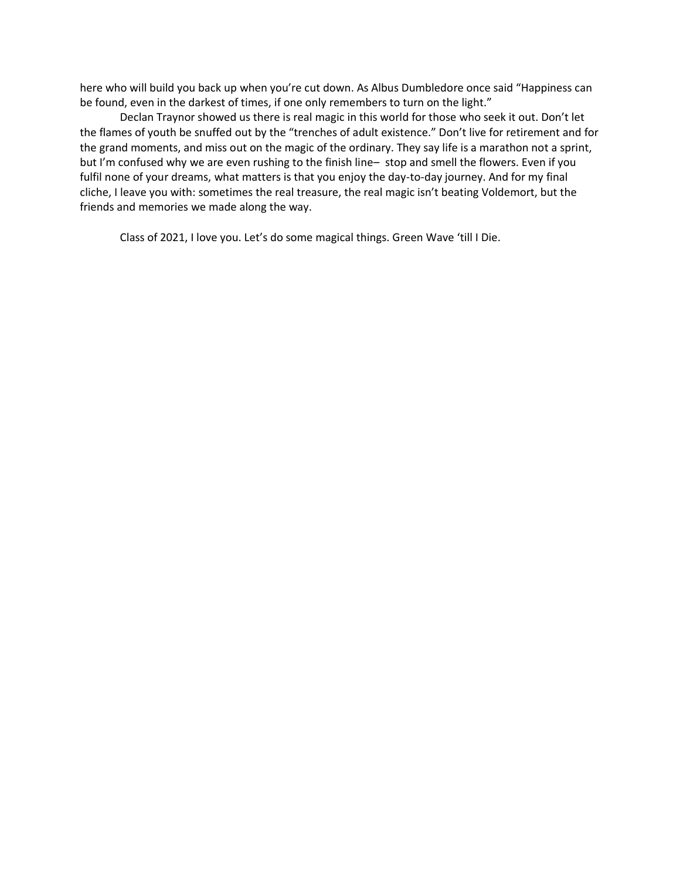here who will build you back up when you're cut down. As Albus Dumbledore once said "Happiness can be found, even in the darkest of times, if one only remembers to turn on the light."

Declan Traynor showed us there is real magic in this world for those who seek it out. Don't let the flames of youth be snuffed out by the "trenches of adult existence." Don't live for retirement and for the grand moments, and miss out on the magic of the ordinary. They say life is a marathon not a sprint, but I'm confused why we are even rushing to the finish line– stop and smell the flowers. Even if you fulfil none of your dreams, what matters is that you enjoy the day-to-day journey. And for my final cliche, I leave you with: sometimes the real treasure, the real magic isn't beating Voldemort, but the friends and memories we made along the way.

Class of 2021, I love you. Let's do some magical things. Green Wave 'till I Die.